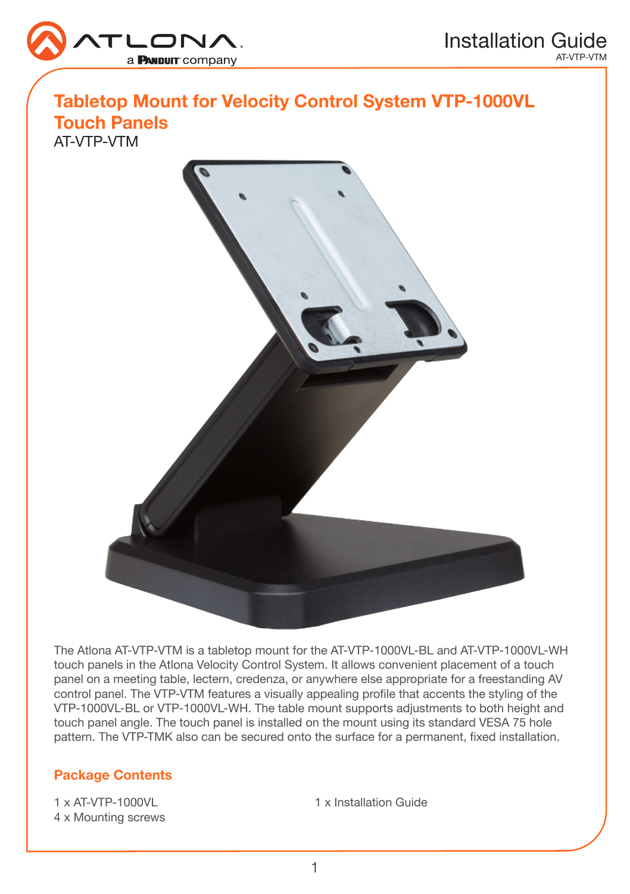# Tabletop Mount for Velocity Control System VTP-1000VL Touch Panels

AT-VTP-VTM

The Atlona AT-VTP-VTM is a tabletop mount for the AT-VTP-1000VL-BL and AT-VTP-1000VL-WH touch panels in the Atlona Velocity Control System. It allows convenient placement of a touch panel on a meeting table, lectern, credenza, or anywhere else appropriate for a freestanding AV control panel. The VTP-VTM features a visually appealing profile that accents the styling of the VTP-1000VL-BL or VTP-1000VL-WH. The table mount supports adjustments to both height and touch panel angle. The touch panel is installed on the mount using its standard VESA 75 hole pattern. The VTP-TMK also can be secured onto the surface for a permanent, fixed installation.

## Package Contents

1 x AT-VTP-1000VL  
4 x Mounting screws  
1 x Installation Guide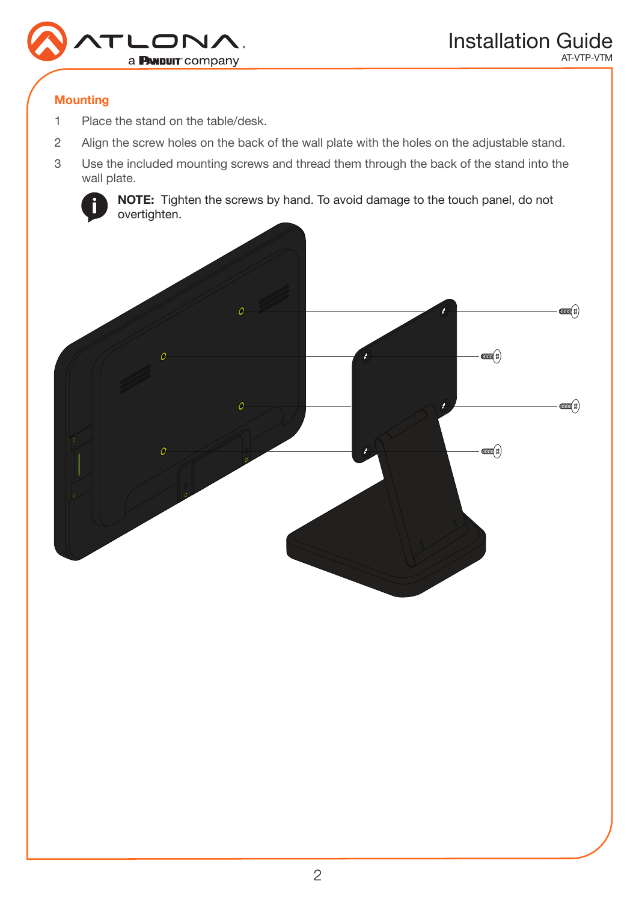## Mounting

1. Place the stand on the table/desk.
2. Align the screw holes on the back of the wall plate with the holes on the adjustable stand.
3. Use the included mounting screws and thread them through the back of the stand into the wall plate.

**NOTE:** Tighten the screws by hand. To avoid damage to the touch panel, do not overtighten.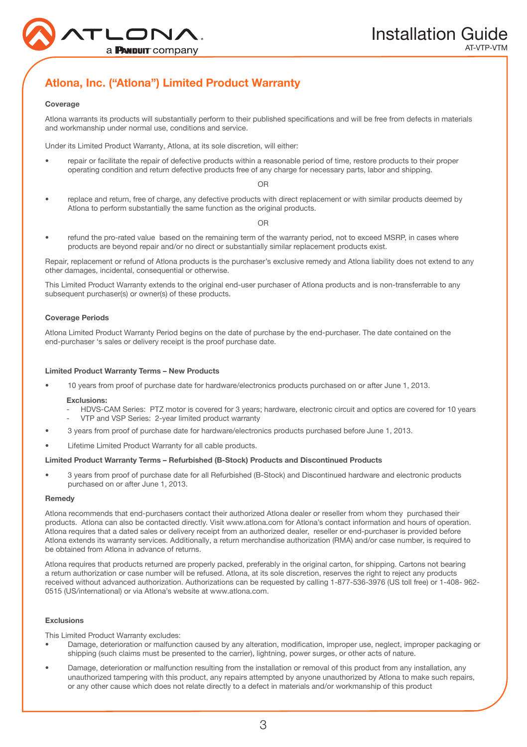## Atlona, Inc. ("Atlona") Limited Product Warranty

**Coverage**

Atlona warrants its products will substantially perform to their published specifications and will be free from defects in materials and workmanship under normal use, conditions and service.

Under its Limited Product Warranty, Atlona, at its sole discretion, will either:

- repair or facilitate the repair of defective products within a reasonable period of time, restore products to their proper operating condition and return defective products free of any charge for necessary parts, labor and shipping.

OR

- replace and return, free of charge, any defective products with direct replacement or with similar products deemed by Atlona to perform substantially the same function as the original products.

OR

- refund the pro-rated value based on the remaining term of the warranty period, not to exceed MSRP, in cases where products are beyond repair and/or no direct or substantially similar replacement products exist.

Repair, replacement or refund of Atlona products is the purchaser's exclusive remedy and Atlona liability does not extend to any other damages, incidental, consequential or otherwise.

This Limited Product Warranty extends to the original end-user purchaser of Atlona products and is non-transferrable to any subsequent purchaser(s) or owner(s) of these products.

**Coverage Periods**

Atlona Limited Product Warranty Period begins on the date of purchase by the end-purchaser. The date contained on the end-purchaser 's sales or delivery receipt is the proof purchase date.

**Limited Product Warranty Terms – New Products**

- 10 years from proof of purchase date for hardware/electronics products purchased on or after June 1, 2013.

  **Exclusions:**
  - HDVS-CAM Series: PTZ motor is covered for 3 years; hardware, electronic circuit and optics are covered for 10 years
  - VTP and VSP Series: 2-year limited product warranty

- 3 years from proof of purchase date for hardware/electronics products purchased before June 1, 2013.
- Lifetime Limited Product Warranty for all cable products.

**Limited Product Warranty Terms – Refurbished (B-Stock) Products and Discontinued Products**

- 3 years from proof of purchase date for all Refurbished (B-Stock) and Discontinued hardware and electronic products purchased on or after June 1, 2013.

**Remedy**

Atlona recommends that end-purchasers contact their authorized Atlona dealer or reseller from whom they purchased their products. Atlona can also be contacted directly. Visit www.atlona.com for Atlona's contact information and hours of operation. Atlona requires that a dated sales or delivery receipt from an authorized dealer, reseller or end-purchaser is provided before Atlona extends its warranty services. Additionally, a return merchandise authorization (RMA) and/or case number, is required to be obtained from Atlona in advance of returns.

Atlona requires that products returned are properly packed, preferably in the original carton, for shipping. Cartons not bearing a return authorization or case number will be refused. Atlona, at its sole discretion, reserves the right to reject any products received without advanced authorization. Authorizations can be requested by calling 1-877-536-3976 (US toll free) or 1-408- 962-0515 (US/international) or via Atlona's website at www.atlona.com.

**Exclusions**

This Limited Product Warranty excludes:

- Damage, deterioration or malfunction caused by any alteration, modification, improper use, neglect, improper packaging or shipping (such claims must be presented to the carrier), lightning, power surges, or other acts of nature.
- Damage, deterioration or malfunction resulting from the installation or removal of this product from any installation, any unauthorized tampering with this product, any repairs attempted by anyone unauthorized by Atlona to make such repairs, or any other cause which does not relate directly to a defect in materials and/or workmanship of this product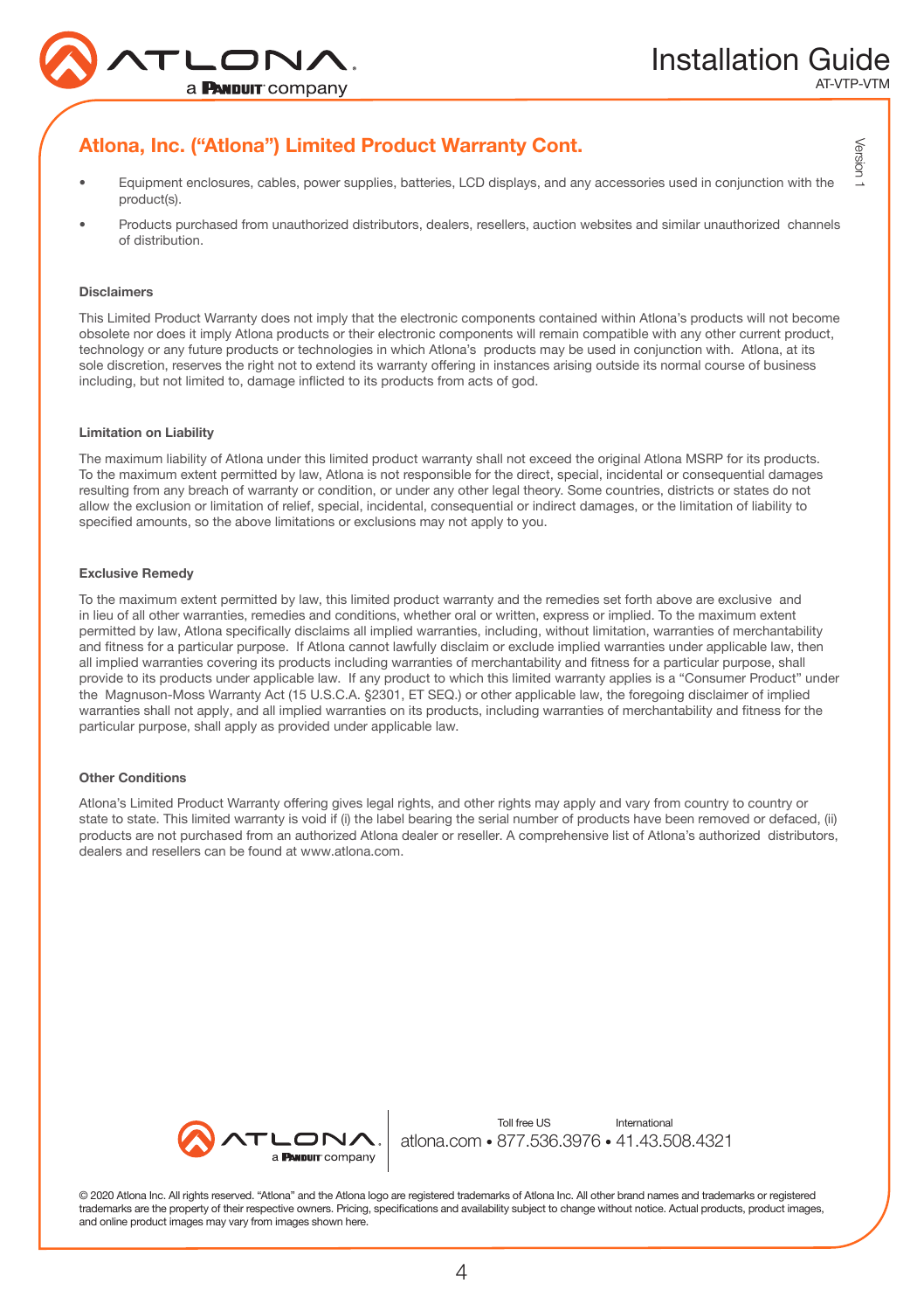## Atlona, Inc. ("Atlona") Limited Product Warranty Cont.

- Equipment enclosures, cables, power supplies, batteries, LCD displays, and any accessories used in conjunction with the product(s).
- Products purchased from unauthorized distributors, dealers, resellers, auction websites and similar unauthorized channels of distribution.

#### Disclaimers

This Limited Product Warranty does not imply that the electronic components contained within Atlona's products will not become obsolete nor does it imply Atlona products or their electronic components will remain compatible with any other current product, technology or any future products or technologies in which Atlona's products may be used in conjunction with. Atlona, at its sole discretion, reserves the right not to extend its warranty offering in instances arising outside its normal course of business including, but not limited to, damage inflicted to its products from acts of god.

#### Limitation on Liability

The maximum liability of Atlona under this limited product warranty shall not exceed the original Atlona MSRP for its products. To the maximum extent permitted by law, Atlona is not responsible for the direct, special, incidental or consequential damages resulting from any breach of warranty or condition, or under any other legal theory. Some countries, districts or states do not allow the exclusion or limitation of relief, special, incidental, consequential or indirect damages, or the limitation of liability to specified amounts, so the above limitations or exclusions may not apply to you.

#### Exclusive Remedy

To the maximum extent permitted by law, this limited product warranty and the remedies set forth above are exclusive and in lieu of all other warranties, remedies and conditions, whether oral or written, express or implied. To the maximum extent permitted by law, Atlona specifically disclaims all implied warranties, including, without limitation, warranties of merchantability and fitness for a particular purpose. If Atlona cannot lawfully disclaim or exclude implied warranties under applicable law, then all implied warranties covering its products including warranties of merchantability and fitness for a particular purpose, shall provide to its products under applicable law. If any product to which this limited warranty applies is a "Consumer Product" under the Magnuson-Moss Warranty Act (15 U.S.C.A. §2301, ET SEQ.) or other applicable law, the foregoing disclaimer of implied warranties shall not apply, and all implied warranties on its products, including warranties of merchantability and fitness for the particular purpose, shall apply as provided under applicable law.

#### Other Conditions

Atlona's Limited Product Warranty offering gives legal rights, and other rights may apply and vary from country to country or state to state. This limited warranty is void if (i) the label bearing the serial number of products have been removed or defaced, (ii) products are not purchased from an authorized Atlona dealer or reseller. A comprehensive list of Atlona's authorized distributors, dealers and resellers can be found at www.atlona.com.

Toll free US International
atlona.com • 877.536.3976 • 41.43.508.4321

© 2020 Atlona Inc. All rights reserved. "Atlona" and the Atlona logo are registered trademarks of Atlona Inc. All other brand names and trademarks or registered trademarks are the property of their respective owners. Pricing, specifications and availability subject to change without notice. Actual products, product images, and online product images may vary from images shown here.